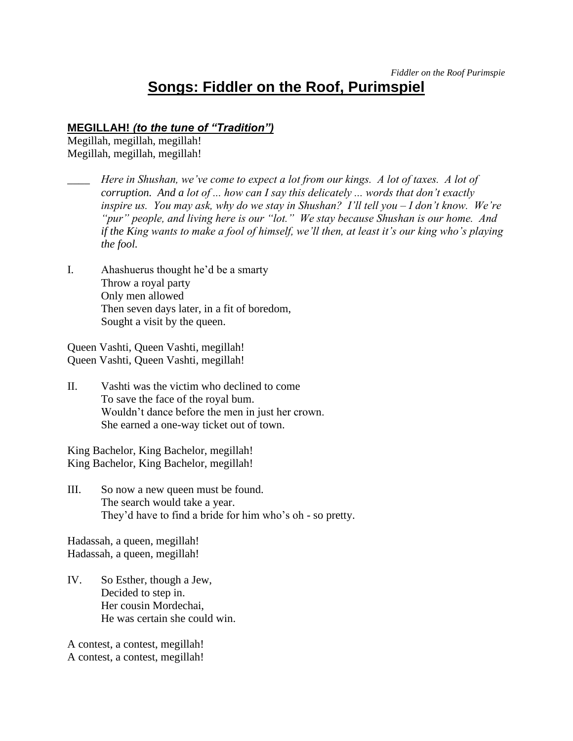# Songs: Fiddler on the Roof, Purimspiel

## MEGILLAH! *(to the tune of "Tradition")*

Megillah, megillah, megillah!
Megillah, megillah, megillah!

____ *Here in Shushan, we've come to expect a lot from our kings. A lot of taxes. A lot of corruption. And a lot of ... how can I say this delicately ... words that don't exactly inspire us. You may ask, why do we stay in Shushan? I'll tell you – I don't know. We're "pur" people, and living here is our "lot." We stay because Shushan is our home. And if the King wants to make a fool of himself, we'll then, at least it's our king who's playing the fool.*

I. Ahashuerus thought he'd be a smarty
Throw a royal party
Only men allowed
Then seven days later, in a fit of boredom,
Sought a visit by the queen.

Queen Vashti, Queen Vashti, megillah!
Queen Vashti, Queen Vashti, megillah!

II. Vashti was the victim who declined to come
To save the face of the royal bum.
Wouldn't dance before the men in just her crown.
She earned a one-way ticket out of town.

King Bachelor, King Bachelor, megillah!
King Bachelor, King Bachelor, megillah!

III. So now a new queen must be found.
The search would take a year.
They'd have to find a bride for him who's oh - so pretty.

Hadassah, a queen, megillah!
Hadassah, a queen, megillah!

IV. So Esther, though a Jew,
Decided to step in.
Her cousin Mordechai,
He was certain she could win.

A contest, a contest, megillah!
A contest, a contest, megillah!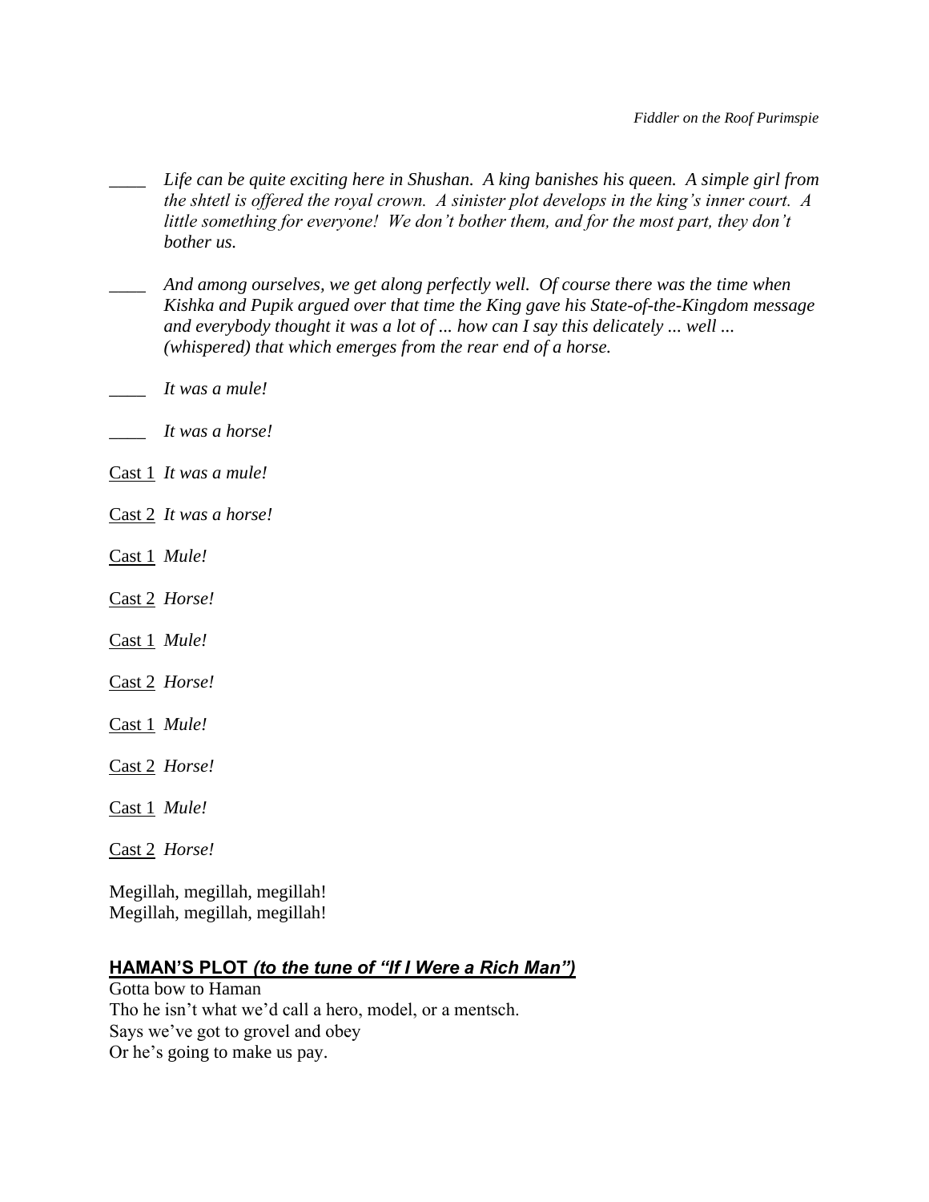____ *Life can be quite exciting here in Shushan. A king banishes his queen. A simple girl from the shtetl is offered the royal crown. A sinister plot develops in the king's inner court. A little something for everyone! We don't bother them, and for the most part, they don't bother us.*

____ *And among ourselves, we get along perfectly well. Of course there was the time when Kishka and Pupik argued over that time the King gave his State-of-the-Kingdom message and everybody thought it was a lot of ... how can I say this delicately ... well ... (whispered) that which emerges from the rear end of a horse.*

____ *It was a mule!*

____ *It was a horse!*

Cast 1 *It was a mule!*

Cast 2 *It was a horse!*

Cast 1 *Mule!*

Cast 2 *Horse!*

Cast 1 *Mule!*

Cast 2 *Horse!*

Cast 1 *Mule!*

Cast 2 *Horse!*

Cast 1 *Mule!*

Cast 2 *Horse!*

Megillah, megillah, megillah!
Megillah, megillah, megillah!

## HAMAN'S PLOT *(to the tune of "If I Were a Rich Man")*

Gotta bow to Haman
Tho he isn't what we'd call a hero, model, or a mentsch.
Says we've got to grovel and obey
Or he's going to make us pay.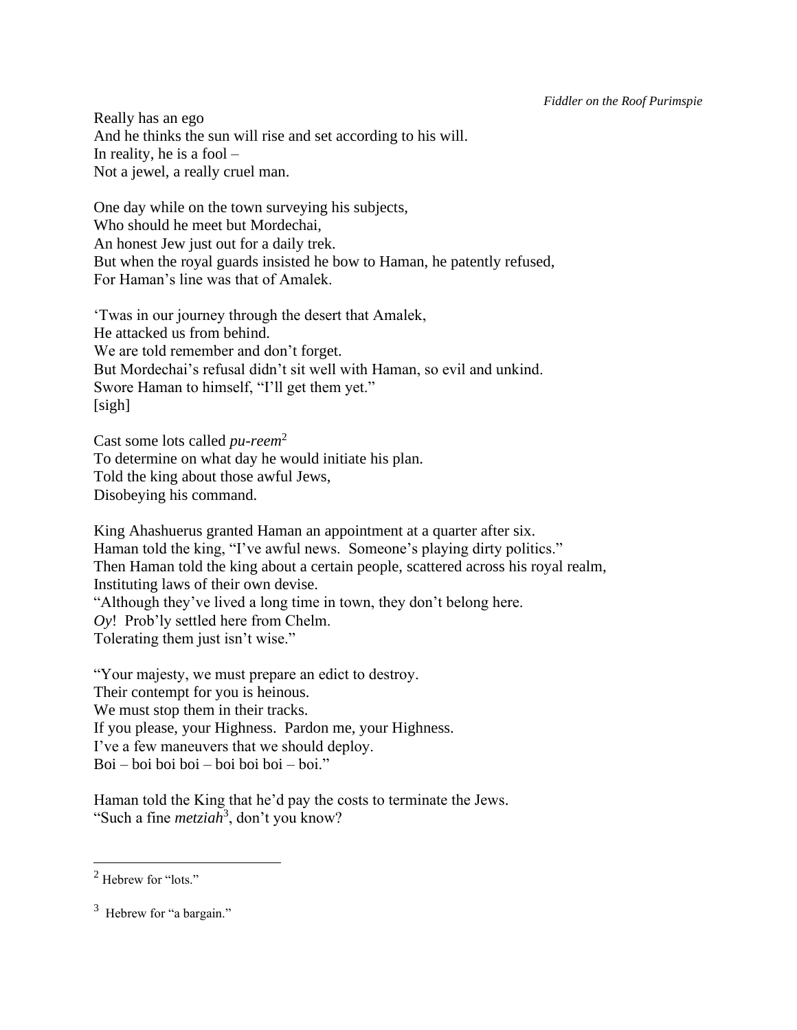Really has an ego
And he thinks the sun will rise and set according to his will.
In reality, he is a fool –
Not a jewel, a really cruel man.

One day while on the town surveying his subjects,
Who should he meet but Mordechai,
An honest Jew just out for a daily trek.
But when the royal guards insisted he bow to Haman, he patently refused,
For Haman's line was that of Amalek.

'Twas in our journey through the desert that Amalek,
He attacked us from behind.
We are told remember and don't forget.
But Mordechai's refusal didn't sit well with Haman, so evil and unkind.
Swore Haman to himself, "I'll get them yet."
[sigh]

Cast some lots called *pu-reem*[2]
To determine on what day he would initiate his plan.
Told the king about those awful Jews,
Disobeying his command.

King Ahashuerus granted Haman an appointment at a quarter after six.
Haman told the king, "I've awful news. Someone's playing dirty politics."
Then Haman told the king about a certain people, scattered across his royal realm,
Instituting laws of their own devise.
"Although they've lived a long time in town, they don't belong here.
*Oy*! Prob'ly settled here from Chelm.
Tolerating them just isn't wise."

"Your majesty, we must prepare an edict to destroy.
Their contempt for you is heinous.
We must stop them in their tracks.
If you please, your Highness. Pardon me, your Highness.
I've a few maneuvers that we should deploy.
Boi – boi boi boi – boi boi boi – boi."

Haman told the King that he'd pay the costs to terminate the Jews.
"Such a fine *metziah*[3], don't you know?

---

[2] Hebrew for "lots."

[3] Hebrew for "a bargain."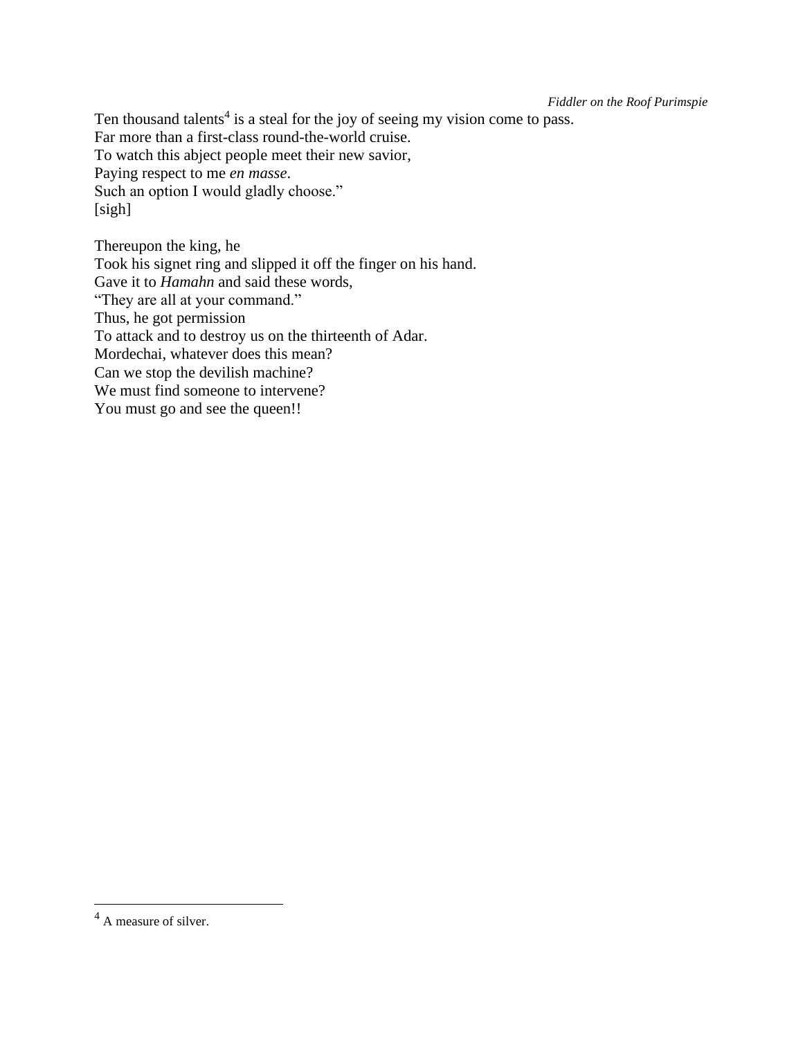Ten thousand talents[4] is a steal for the joy of seeing my vision come to pass.
Far more than a first-class round-the-world cruise.
To watch this abject people meet their new savior,
Paying respect to me *en masse*.
Such an option I would gladly choose."
[sigh]

Thereupon the king, he
Took his signet ring and slipped it off the finger on his hand.
Gave it to *Hamahn* and said these words,
"They are all at your command."
Thus, he got permission
To attack and to destroy us on the thirteenth of Adar.
Mordechai, whatever does this mean?
Can we stop the devilish machine?
We must find someone to intervene?
You must go and see the queen!!

---

[4] A measure of silver.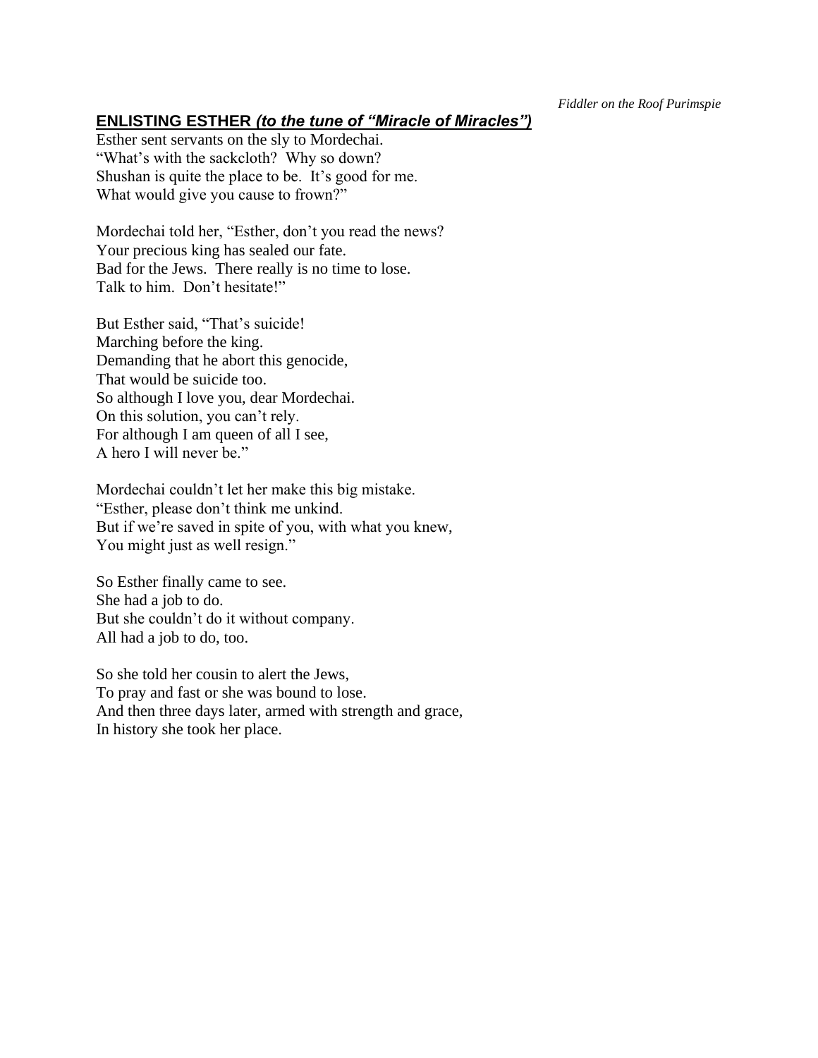## ENLISTING ESTHER *(to the tune of "Miracle of Miracles")*

Esther sent servants on the sly to Mordechai.
"What's with the sackcloth? Why so down?
Shushan is quite the place to be. It's good for me.
What would give you cause to frown?"

Mordechai told her, "Esther, don't you read the news?
Your precious king has sealed our fate.
Bad for the Jews. There really is no time to lose.
Talk to him. Don't hesitate!"

But Esther said, "That's suicide!
Marching before the king.
Demanding that he abort this genocide,
That would be suicide too.
So although I love you, dear Mordechai.
On this solution, you can't rely.
For although I am queen of all I see,
A hero I will never be."

Mordechai couldn't let her make this big mistake.
"Esther, please don't think me unkind.
But if we're saved in spite of you, with what you knew,
You might just as well resign."

So Esther finally came to see.
She had a job to do.
But she couldn't do it without company.
All had a job to do, too.

So she told her cousin to alert the Jews,
To pray and fast or she was bound to lose.
And then three days later, armed with strength and grace,
In history she took her place.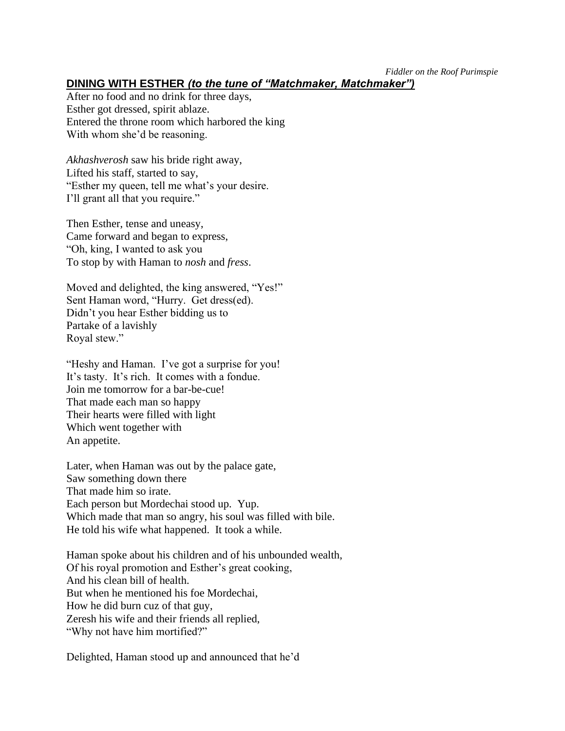## **DINING WITH ESTHER** ***(to the tune of "Matchmaker, Matchmaker")***

After no food and no drink for three days,
Esther got dressed, spirit ablaze.
Entered the throne room which harbored the king
With whom she'd be reasoning.

*Akhashverosh* saw his bride right away,
Lifted his staff, started to say,
"Esther my queen, tell me what's your desire.
I'll grant all that you require."

Then Esther, tense and uneasy,
Came forward and began to express,
"Oh, king, I wanted to ask you
To stop by with Haman to *nosh* and *fress*.

Moved and delighted, the king answered, "Yes!"
Sent Haman word, "Hurry. Get dress(ed).
Didn't you hear Esther bidding us to
Partake of a lavishly
Royal stew."

"Heshy and Haman. I've got a surprise for you!
It's tasty. It's rich. It comes with a fondue.
Join me tomorrow for a bar-be-cue!
That made each man so happy
Their hearts were filled with light
Which went together with
An appetite.

Later, when Haman was out by the palace gate,
Saw something down there
That made him so irate.
Each person but Mordechai stood up. Yup.
Which made that man so angry, his soul was filled with bile.
He told his wife what happened. It took a while.

Haman spoke about his children and of his unbounded wealth,
Of his royal promotion and Esther's great cooking,
And his clean bill of health.
But when he mentioned his foe Mordechai,
How he did burn cuz of that guy,
Zeresh his wife and their friends all replied,
"Why not have him mortified?"

Delighted, Haman stood up and announced that he'd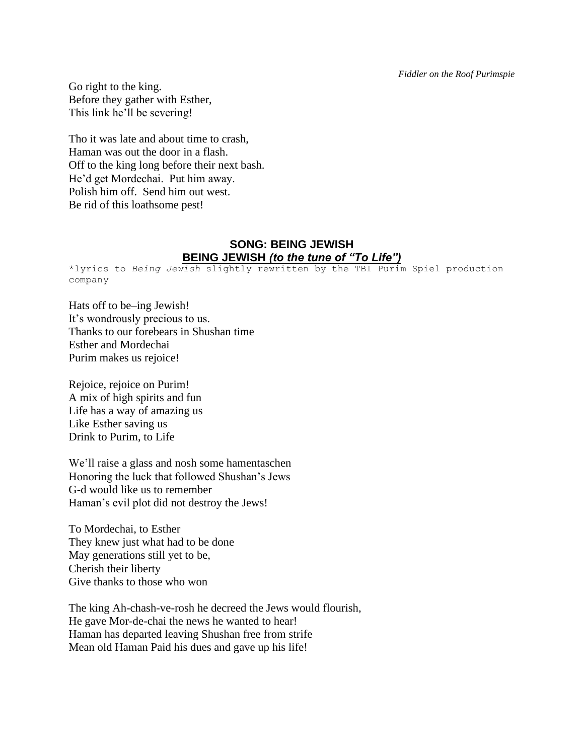Go right to the king.  
Before they gather with Esther,  
This link he'll be severing!

Tho it was late and about time to crash,  
Haman was out the door in a flash.  
Off to the king long before their next bash.  
He'd get Mordechai.  Put him away.  
Polish him off.  Send him out west.  
Be rid of this loathsome pest!

## SONG: BEING JEWISH
## BEING JEWISH *(to the tune of "To Life")*

*lyrics to *Being Jewish* slightly rewritten by the TBI Purim Spiel production company

Hats off to be–ing Jewish!  
It's wondrously precious to us.  
Thanks to our forebears in Shushan time  
Esther and Mordechai  
Purim makes us rejoice!

Rejoice, rejoice on Purim!  
A mix of high spirits and fun  
Life has a way of amazing us  
Like Esther saving us  
Drink to Purim, to Life

We'll raise a glass and nosh some hamentaschen  
Honoring the luck that followed Shushan's Jews  
G-d would like us to remember  
Haman's evil plot did not destroy the Jews!

To Mordechai, to Esther  
They knew just what had to be done  
May generations still yet to be,  
Cherish their liberty  
Give thanks to those who won

The king Ah-chash-ve-rosh he decreed the Jews would flourish,  
He gave Mor-de-chai the news he wanted to hear!  
Haman has departed leaving Shushan free from strife  
Mean old Haman Paid his dues and gave up his life!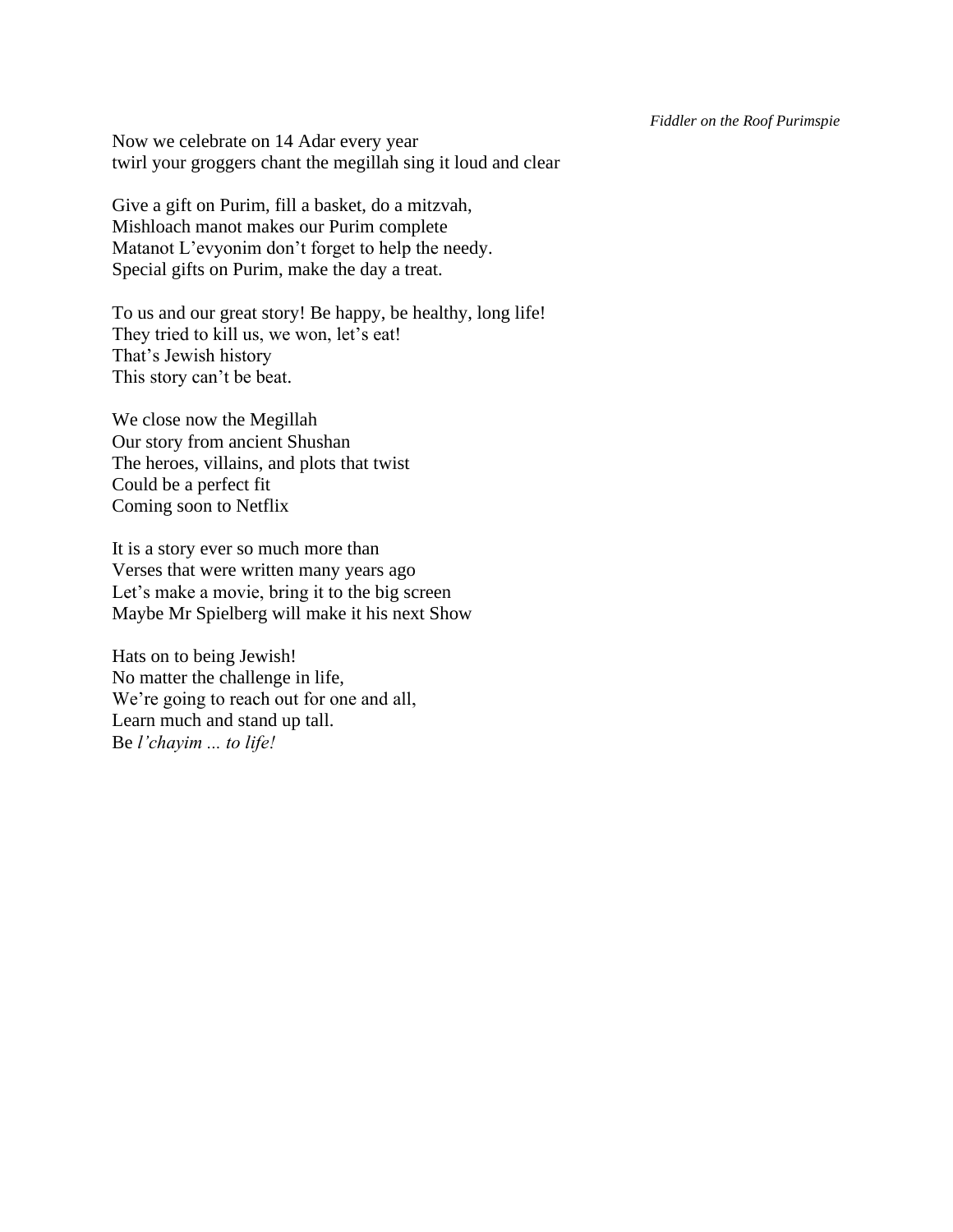Now we celebrate on 14 Adar every year
twirl your groggers chant the megillah sing it loud and clear

Give a gift on Purim, fill a basket, do a mitzvah,
Mishloach manot makes our Purim complete
Matanot L'evyonim don't forget to help the needy.
Special gifts on Purim, make the day a treat.

To us and our great story! Be happy, be healthy, long life!
They tried to kill us, we won, let's eat!
That's Jewish history
This story can't be beat.

We close now the Megillah
Our story from ancient Shushan
The heroes, villains, and plots that twist
Could be a perfect fit
Coming soon to Netflix

It is a story ever so much more than
Verses that were written many years ago
Let's make a movie, bring it to the big screen
Maybe Mr Spielberg will make it his next Show

Hats on to being Jewish!
No matter the challenge in life,
We're going to reach out for one and all,
Learn much and stand up tall.
Be *l'chayim ... to life!*